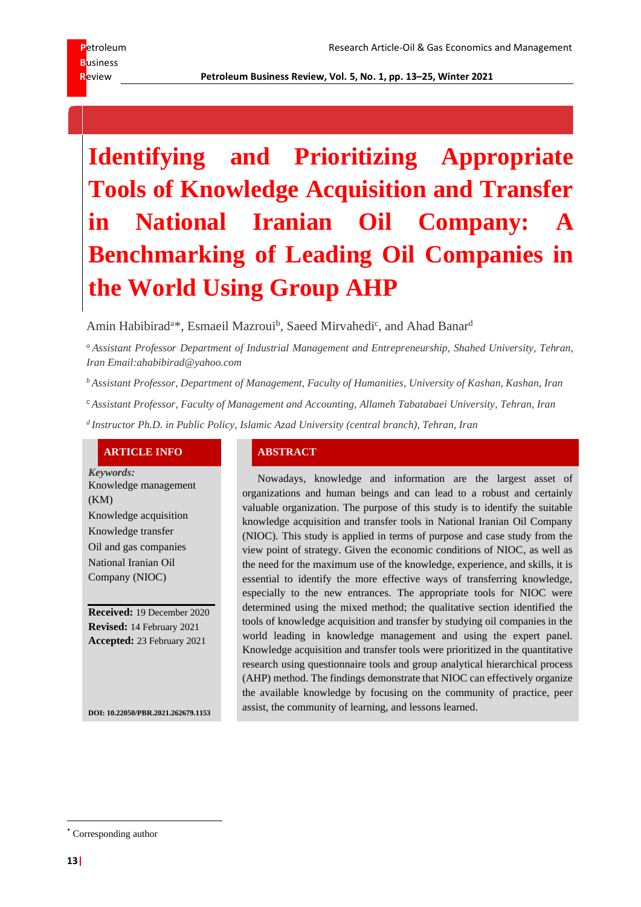# Identifying and Prioritizing Appropriate Tools of Knowledge Acquisition and Transfer in National Iranian Oil Company: A Benchmarking of Leading Oil Companies in the World Using Group AHP

Amin Habibirad[a]*, Esmaeil Mazroui[b], Saeed Mirvahedi[c], and Ahad Banar[d]

[a] *Assistant Professor Department of Industrial Management and Entrepreneurship, Shahed University, Tehran, Iran Email:ahabibirad@yahoo.com*

[b] *Assistant Professor, Department of Management, Faculty of Humanities, University of Kashan, Kashan, Iran*

[c] *Assistant Professor, Faculty of Management and Accounting, Allameh Tabatabaei University, Tehran, Iran*

[d] *Instructor Ph.D. in Public Policy, Islamic Azad University (central branch), Tehran, Iran*

## ARTICLE INFO

***Keywords:***

Knowledge management (KM)
Knowledge acquisition
Knowledge transfer
Oil and gas companies
National Iranian Oil Company (NIOC)

**Received:** 19 December 2020
**Revised:** 14 February 2021
**Accepted:** 23 February 2021

**DOI: 10.22050/PBR.2021.262679.1153**

## ABSTRACT

Nowadays, knowledge and information are the largest asset of organizations and human beings and can lead to a robust and certainly valuable organization. The purpose of this study is to identify the suitable knowledge acquisition and transfer tools in National Iranian Oil Company (NIOC). This study is applied in terms of purpose and case study from the view point of strategy. Given the economic conditions of NIOC, as well as the need for the maximum use of the knowledge, experience, and skills, it is essential to identify the more effective ways of transferring knowledge, especially to the new entrances. The appropriate tools for NIOC were determined using the mixed method; the qualitative section identified the tools of knowledge acquisition and transfer by studying oil companies in the world leading in knowledge management and using the expert panel. Knowledge acquisition and transfer tools were prioritized in the quantitative research using questionnaire tools and group analytical hierarchical process (AHP) method. The findings demonstrate that NIOC can effectively organize the available knowledge by focusing on the community of practice, peer assist, the community of learning, and lessons learned.

---

* Corresponding author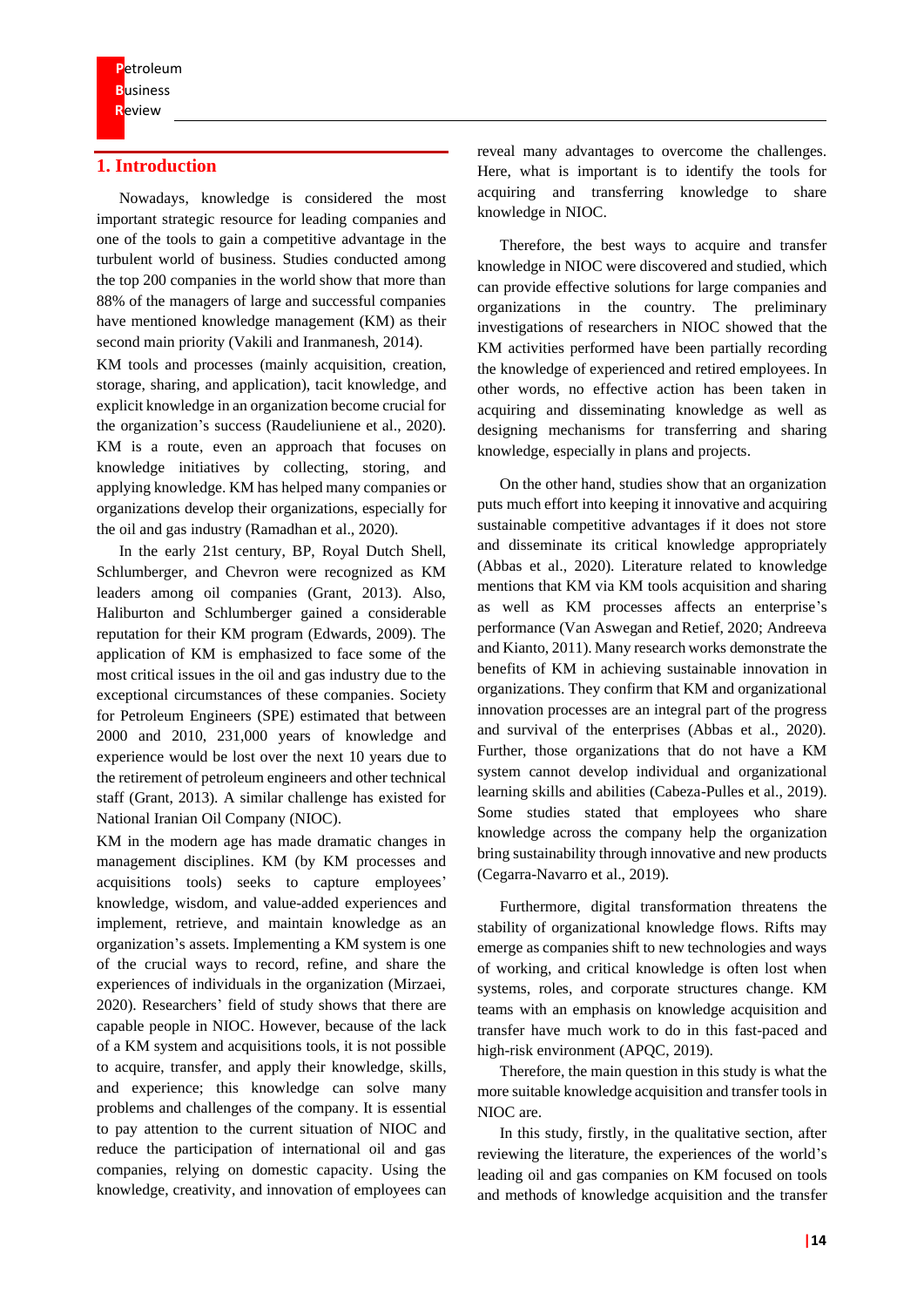## 1. Introduction

Nowadays, knowledge is considered the most important strategic resource for leading companies and one of the tools to gain a competitive advantage in the turbulent world of business. Studies conducted among the top 200 companies in the world show that more than 88% of the managers of large and successful companies have mentioned knowledge management (KM) as their second main priority (Vakili and Iranmanesh, 2014).

KM tools and processes (mainly acquisition, creation, storage, sharing, and application), tacit knowledge, and explicit knowledge in an organization become crucial for the organization's success (Raudeliuniene et al., 2020). KM is a route, even an approach that focuses on knowledge initiatives by collecting, storing, and applying knowledge. KM has helped many companies or organizations develop their organizations, especially for the oil and gas industry (Ramadhan et al., 2020).

In the early 21st century, BP, Royal Dutch Shell, Schlumberger, and Chevron were recognized as KM leaders among oil companies (Grant, 2013). Also, Haliburton and Schlumberger gained a considerable reputation for their KM program (Edwards, 2009). The application of KM is emphasized to face some of the most critical issues in the oil and gas industry due to the exceptional circumstances of these companies. Society for Petroleum Engineers (SPE) estimated that between 2000 and 2010, 231,000 years of knowledge and experience would be lost over the next 10 years due to the retirement of petroleum engineers and other technical staff (Grant, 2013). A similar challenge has existed for National Iranian Oil Company (NIOC).

KM in the modern age has made dramatic changes in management disciplines. KM (by KM processes and acquisitions tools) seeks to capture employees' knowledge, wisdom, and value-added experiences and implement, retrieve, and maintain knowledge as an organization's assets. Implementing a KM system is one of the crucial ways to record, refine, and share the experiences of individuals in the organization (Mirzaei, 2020). Researchers' field of study shows that there are capable people in NIOC. However, because of the lack of a KM system and acquisitions tools, it is not possible to acquire, transfer, and apply their knowledge, skills, and experience; this knowledge can solve many problems and challenges of the company. It is essential to pay attention to the current situation of NIOC and reduce the participation of international oil and gas companies, relying on domestic capacity. Using the knowledge, creativity, and innovation of employees can reveal many advantages to overcome the challenges. Here, what is important is to identify the tools for acquiring and transferring knowledge to share knowledge in NIOC.

Therefore, the best ways to acquire and transfer knowledge in NIOC were discovered and studied, which can provide effective solutions for large companies and organizations in the country. The preliminary investigations of researchers in NIOC showed that the KM activities performed have been partially recording the knowledge of experienced and retired employees. In other words, no effective action has been taken in acquiring and disseminating knowledge as well as designing mechanisms for transferring and sharing knowledge, especially in plans and projects.

On the other hand, studies show that an organization puts much effort into keeping it innovative and acquiring sustainable competitive advantages if it does not store and disseminate its critical knowledge appropriately (Abbas et al., 2020). Literature related to knowledge mentions that KM via KM tools acquisition and sharing as well as KM processes affects an enterprise's performance (Van Aswegan and Retief, 2020; Andreeva and Kianto, 2011). Many research works demonstrate the benefits of KM in achieving sustainable innovation in organizations. They confirm that KM and organizational innovation processes are an integral part of the progress and survival of the enterprises (Abbas et al., 2020). Further, those organizations that do not have a KM system cannot develop individual and organizational learning skills and abilities (Cabeza-Pulles et al., 2019). Some studies stated that employees who share knowledge across the company help the organization bring sustainability through innovative and new products (Cegarra-Navarro et al., 2019).

Furthermore, digital transformation threatens the stability of organizational knowledge flows. Rifts may emerge as companies shift to new technologies and ways of working, and critical knowledge is often lost when systems, roles, and corporate structures change. KM teams with an emphasis on knowledge acquisition and transfer have much work to do in this fast-paced and high-risk environment (APQC, 2019).

Therefore, the main question in this study is what the more suitable knowledge acquisition and transfer tools in NIOC are.

In this study, firstly, in the qualitative section, after reviewing the literature, the experiences of the world's leading oil and gas companies on KM focused on tools and methods of knowledge acquisition and the transfer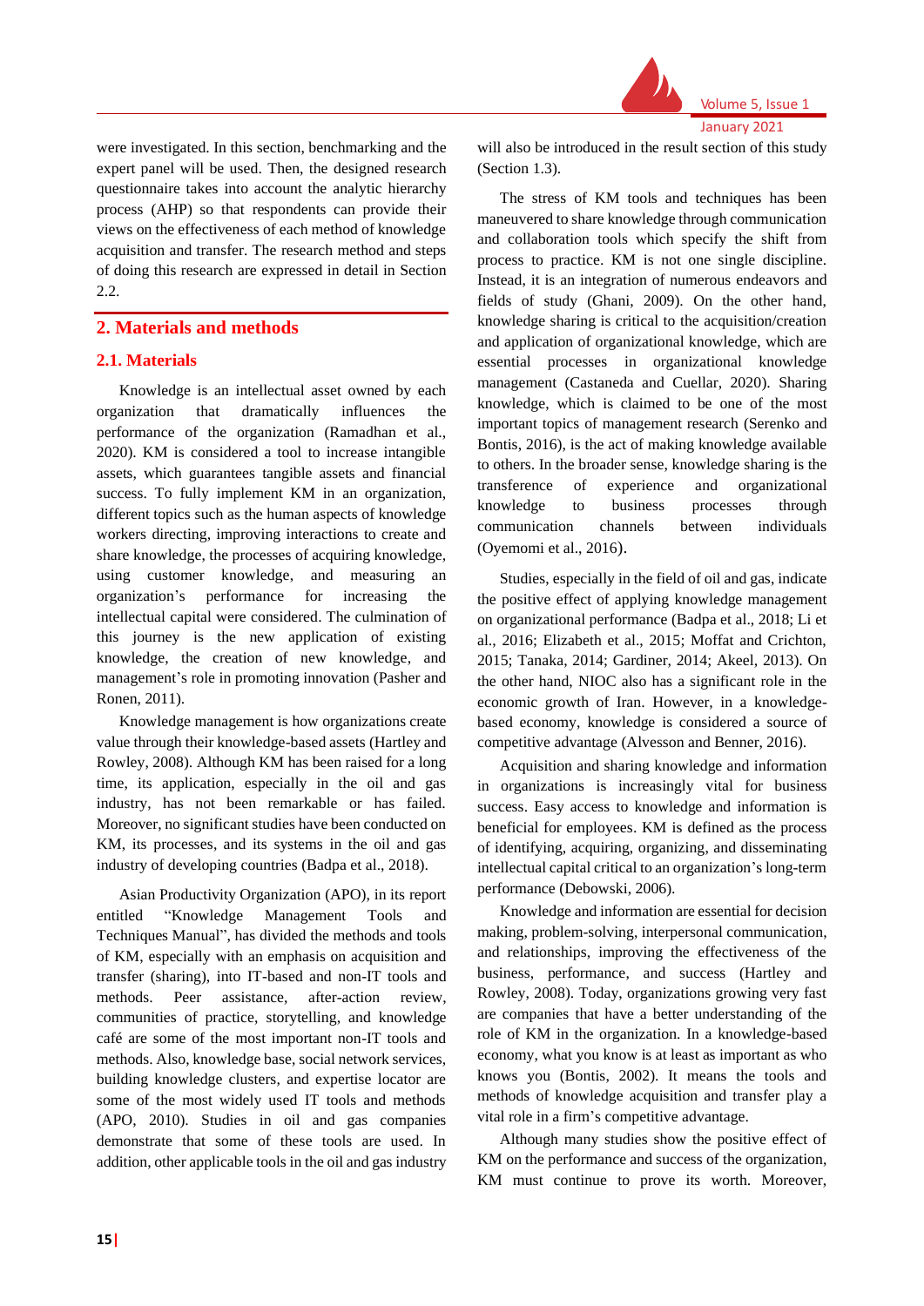were investigated. In this section, benchmarking and the expert panel will be used. Then, the designed research questionnaire takes into account the analytic hierarchy process (AHP) so that respondents can provide their views on the effectiveness of each method of knowledge acquisition and transfer. The research method and steps of doing this research are expressed in detail in Section 2.2.

## 2. Materials and methods

### 2.1. Materials

Knowledge is an intellectual asset owned by each organization that dramatically influences the performance of the organization (Ramadhan et al., 2020). KM is considered a tool to increase intangible assets, which guarantees tangible assets and financial success. To fully implement KM in an organization, different topics such as the human aspects of knowledge workers directing, improving interactions to create and share knowledge, the processes of acquiring knowledge, using customer knowledge, and measuring an organization's performance for increasing the intellectual capital were considered. The culmination of this journey is the new application of existing knowledge, the creation of new knowledge, and management's role in promoting innovation (Pasher and Ronen, 2011).

Knowledge management is how organizations create value through their knowledge-based assets (Hartley and Rowley, 2008). Although KM has been raised for a long time, its application, especially in the oil and gas industry, has not been remarkable or has failed. Moreover, no significant studies have been conducted on KM, its processes, and its systems in the oil and gas industry of developing countries (Badpa et al., 2018).

Asian Productivity Organization (APO), in its report entitled "Knowledge Management Tools and Techniques Manual", has divided the methods and tools of KM, especially with an emphasis on acquisition and transfer (sharing), into IT-based and non-IT tools and methods. Peer assistance, after-action review, communities of practice, storytelling, and knowledge café are some of the most important non-IT tools and methods. Also, knowledge base, social network services, building knowledge clusters, and expertise locator are some of the most widely used IT tools and methods (APO, 2010). Studies in oil and gas companies demonstrate that some of these tools are used. In addition, other applicable tools in the oil and gas industry will also be introduced in the result section of this study (Section 1.3).

The stress of KM tools and techniques has been maneuvered to share knowledge through communication and collaboration tools which specify the shift from process to practice. KM is not one single discipline. Instead, it is an integration of numerous endeavors and fields of study (Ghani, 2009). On the other hand, knowledge sharing is critical to the acquisition/creation and application of organizational knowledge, which are essential processes in organizational knowledge management (Castaneda and Cuellar, 2020). Sharing knowledge, which is claimed to be one of the most important topics of management research (Serenko and Bontis, 2016), is the act of making knowledge available to others. In the broader sense, knowledge sharing is the transference of experience and organizational knowledge to business processes through communication channels between individuals (Oyemomi et al., 2016).

Studies, especially in the field of oil and gas, indicate the positive effect of applying knowledge management on organizational performance (Badpa et al., 2018; Li et al., 2016; Elizabeth et al., 2015; Moffat and Crichton, 2015; Tanaka, 2014; Gardiner, 2014; Akeel, 2013). On the other hand, NIOC also has a significant role in the economic growth of Iran. However, in a knowledge-based economy, knowledge is considered a source of competitive advantage (Alvesson and Benner, 2016).

Acquisition and sharing knowledge and information in organizations is increasingly vital for business success. Easy access to knowledge and information is beneficial for employees. KM is defined as the process of identifying, acquiring, organizing, and disseminating intellectual capital critical to an organization's long-term performance (Debowski, 2006).

Knowledge and information are essential for decision making, problem-solving, interpersonal communication, and relationships, improving the effectiveness of the business, performance, and success (Hartley and Rowley, 2008). Today, organizations growing very fast are companies that have a better understanding of the role of KM in the organization. In a knowledge-based economy, what you know is at least as important as who knows you (Bontis, 2002). It means the tools and methods of knowledge acquisition and transfer play a vital role in a firm's competitive advantage.

Although many studies show the positive effect of KM on the performance and success of the organization, KM must continue to prove its worth. Moreover,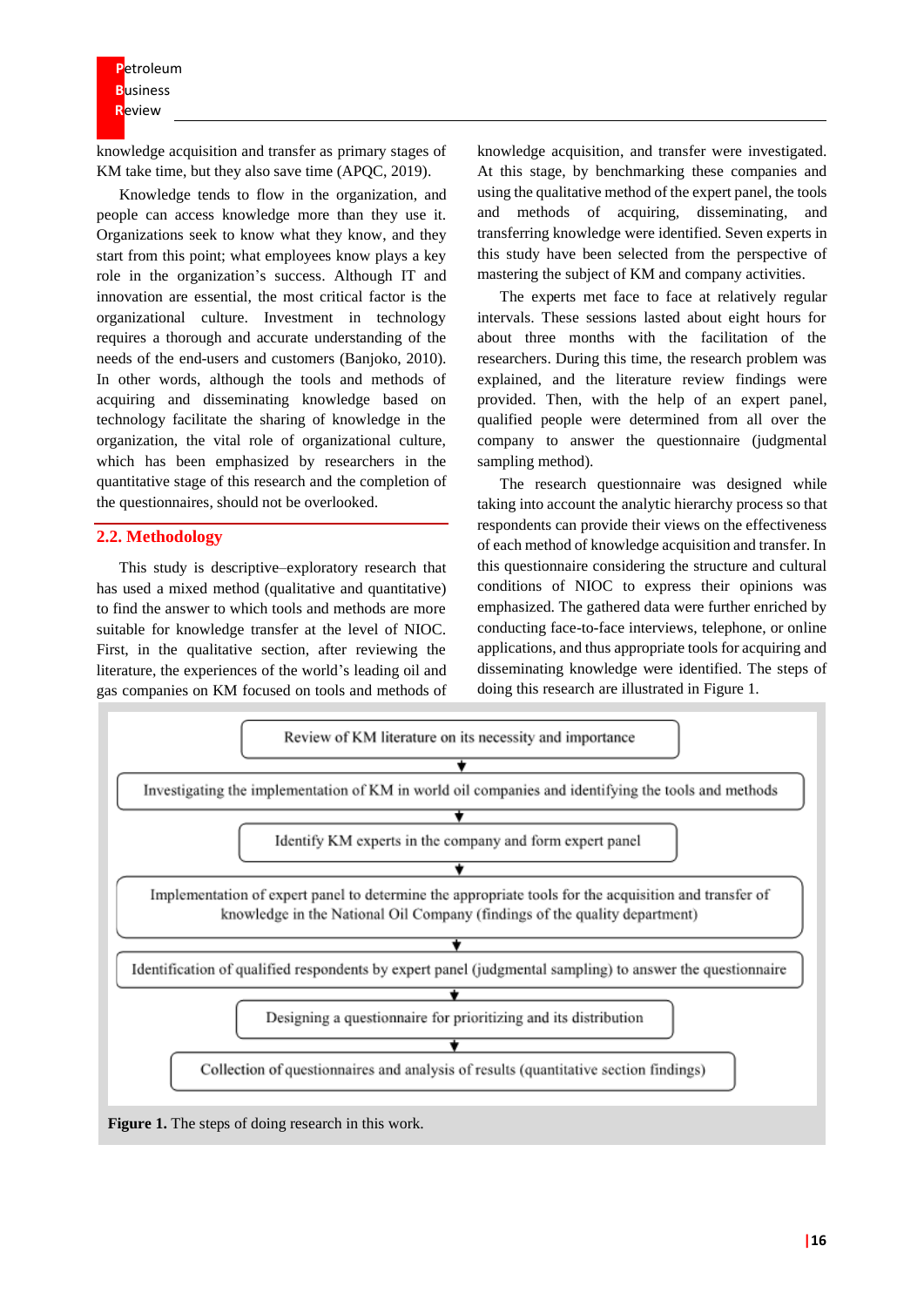knowledge acquisition and transfer as primary stages of KM take time, but they also save time (APQC, 2019).

Knowledge tends to flow in the organization, and people can access knowledge more than they use it. Organizations seek to know what they know, and they start from this point; what employees know plays a key role in the organization's success. Although IT and innovation are essential, the most critical factor is the organizational culture. Investment in technology requires a thorough and accurate understanding of the needs of the end-users and customers (Banjoko, 2010). In other words, although the tools and methods of acquiring and disseminating knowledge based on technology facilitate the sharing of knowledge in the organization, the vital role of organizational culture, which has been emphasized by researchers in the quantitative stage of this research and the completion of the questionnaires, should not be overlooked.

## 2.2. Methodology

This study is descriptive–exploratory research that has used a mixed method (qualitative and quantitative) to find the answer to which tools and methods are more suitable for knowledge transfer at the level of NIOC. First, in the qualitative section, after reviewing the literature, the experiences of the world's leading oil and gas companies on KM focused on tools and methods of knowledge acquisition, and transfer were investigated. At this stage, by benchmarking these companies and using the qualitative method of the expert panel, the tools and methods of acquiring, disseminating, and transferring knowledge were identified. Seven experts in this study have been selected from the perspective of mastering the subject of KM and company activities.

The experts met face to face at relatively regular intervals. These sessions lasted about eight hours for about three months with the facilitation of the researchers. During this time, the research problem was explained, and the literature review findings were provided. Then, with the help of an expert panel, qualified people were determined from all over the company to answer the questionnaire (judgmental sampling method).

The research questionnaire was designed while taking into account the analytic hierarchy process so that respondents can provide their views on the effectiveness of each method of knowledge acquisition and transfer. In this questionnaire considering the structure and cultural conditions of NIOC to express their opinions was emphasized. The gathered data were further enriched by conducting face-to-face interviews, telephone, or online applications, and thus appropriate tools for acquiring and disseminating knowledge were identified. The steps of doing this research are illustrated in Figure 1.

Review of KM literature on its necessity and importance
↓
Investigating the implementation of KM in world oil companies and identifying the tools and methods
↓
Identify KM experts in the company and form expert panel
↓
Implementation of expert panel to determine the appropriate tools for the acquisition and transfer of knowledge in the National Oil Company (findings of the quality department)
↓
Identification of qualified respondents by expert panel (judgmental sampling) to answer the questionnaire
↓
Designing a questionnaire for prioritizing and its distribution
↓
Collection of questionnaires and analysis of results (quantitative section findings)

**Figure 1.** The steps of doing research in this work.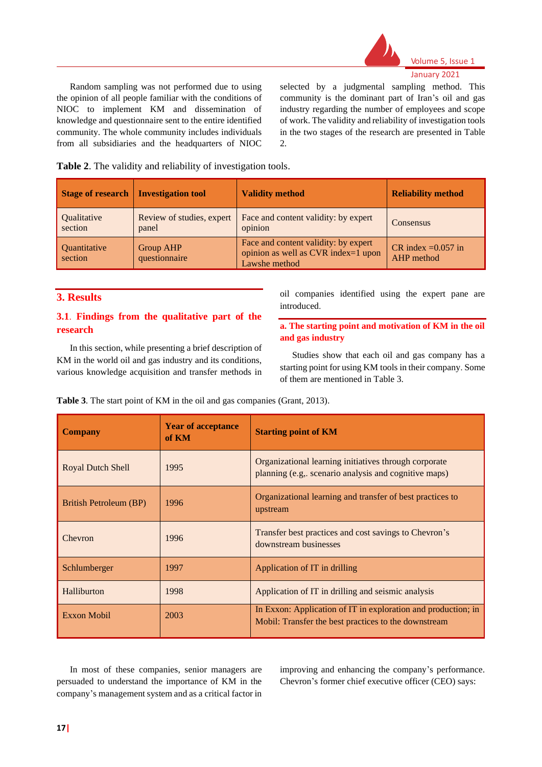Random sampling was not performed due to using the opinion of all people familiar with the conditions of NIOC to implement KM and dissemination of knowledge and questionnaire sent to the entire identified community. The whole community includes individuals from all subsidiaries and the headquarters of NIOC selected by a judgmental sampling method. This community is the dominant part of Iran's oil and gas industry regarding the number of employees and scope of work. The validity and reliability of investigation tools in the two stages of the research are presented in Table 2.

**Table 2**. The validity and reliability of investigation tools.

| Stage of research | Investigation tool | Validity method | Reliability method |
|---|---|---|---|
| Qualitative section | Review of studies, expert panel | Face and content validity: by expert opinion | Consensus |
| Quantitative section | Group AHP questionnaire | Face and content validity: by expert opinion as well as CVR index=1 upon Lawshe method | CR index =0.057 in AHP method |

## 3. Results

### 3.1. Findings from the qualitative part of the research

In this section, while presenting a brief description of KM in the world oil and gas industry and its conditions, various knowledge acquisition and transfer methods in oil companies identified using the expert pane are introduced.

#### a. The starting point and motivation of KM in the oil and gas industry

Studies show that each oil and gas company has a starting point for using KM tools in their company. Some of them are mentioned in Table 3.

**Table 3**. The start point of KM in the oil and gas companies (Grant, 2013).

| Company | Year of acceptance of KM | Starting point of KM |
|---|---|---|
| Royal Dutch Shell | 1995 | Organizational learning initiatives through corporate planning (e.g,. scenario analysis and cognitive maps) |
| British Petroleum (BP) | 1996 | Organizational learning and transfer of best practices to upstream |
| Chevron | 1996 | Transfer best practices and cost savings to Chevron's downstream businesses |
| Schlumberger | 1997 | Application of IT in drilling |
| Halliburton | 1998 | Application of IT in drilling and seismic analysis |
| Exxon Mobil | 2003 | In Exxon: Application of IT in exploration and production; in Mobil: Transfer the best practices to the downstream |

In most of these companies, senior managers are persuaded to understand the importance of KM in the company's management system and as a critical factor in improving and enhancing the company's performance. Chevron's former chief executive officer (CEO) says: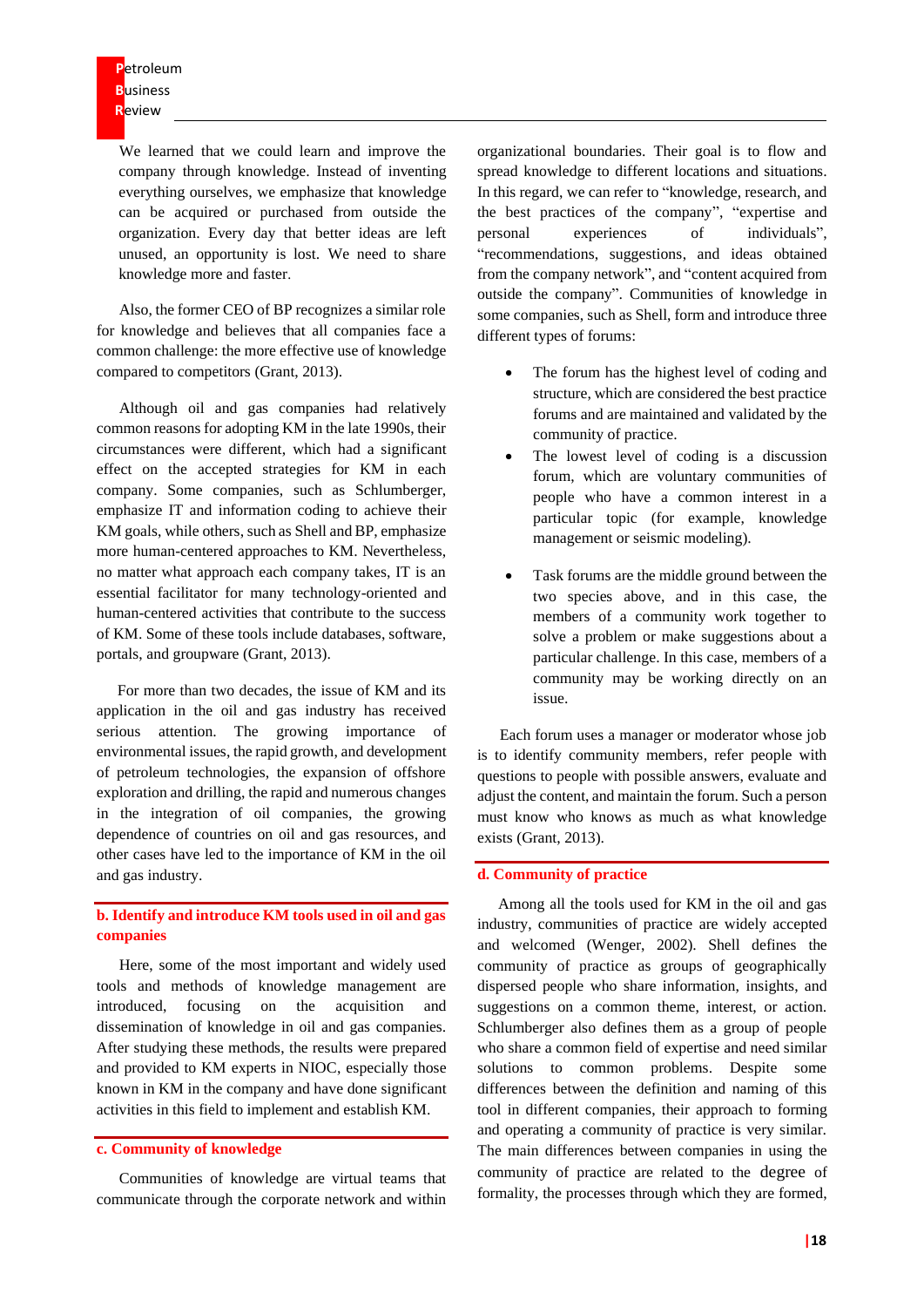We learned that we could learn and improve the company through knowledge. Instead of inventing everything ourselves, we emphasize that knowledge can be acquired or purchased from outside the organization. Every day that better ideas are left unused, an opportunity is lost. We need to share knowledge more and faster.

Also, the former CEO of BP recognizes a similar role for knowledge and believes that all companies face a common challenge: the more effective use of knowledge compared to competitors (Grant, 2013).

Although oil and gas companies had relatively common reasons for adopting KM in the late 1990s, their circumstances were different, which had a significant effect on the accepted strategies for KM in each company. Some companies, such as Schlumberger, emphasize IT and information coding to achieve their KM goals, while others, such as Shell and BP, emphasize more human-centered approaches to KM. Nevertheless, no matter what approach each company takes, IT is an essential facilitator for many technology-oriented and human-centered activities that contribute to the success of KM. Some of these tools include databases, software, portals, and groupware (Grant, 2013).

For more than two decades, the issue of KM and its application in the oil and gas industry has received serious attention. The growing importance of environmental issues, the rapid growth, and development of petroleum technologies, the expansion of offshore exploration and drilling, the rapid and numerous changes in the integration of oil companies, the growing dependence of countries on oil and gas resources, and other cases have led to the importance of KM in the oil and gas industry.

### b. Identify and introduce KM tools used in oil and gas companies

Here, some of the most important and widely used tools and methods of knowledge management are introduced, focusing on the acquisition and dissemination of knowledge in oil and gas companies. After studying these methods, the results were prepared and provided to KM experts in NIOC, especially those known in KM in the company and have done significant activities in this field to implement and establish KM.

### c. Community of knowledge

Communities of knowledge are virtual teams that communicate through the corporate network and within organizational boundaries. Their goal is to flow and spread knowledge to different locations and situations. In this regard, we can refer to "knowledge, research, and the best practices of the company", "expertise and personal experiences of individuals", "recommendations, suggestions, and ideas obtained from the company network", and "content acquired from outside the company". Communities of knowledge in some companies, such as Shell, form and introduce three different types of forums:

- The forum has the highest level of coding and structure, which are considered the best practice forums and are maintained and validated by the community of practice.
- The lowest level of coding is a discussion forum, which are voluntary communities of people who have a common interest in a particular topic (for example, knowledge management or seismic modeling).
- Task forums are the middle ground between the two species above, and in this case, the members of a community work together to solve a problem or make suggestions about a particular challenge. In this case, members of a community may be working directly on an issue.

Each forum uses a manager or moderator whose job is to identify community members, refer people with questions to people with possible answers, evaluate and adjust the content, and maintain the forum. Such a person must know who knows as much as what knowledge exists (Grant, 2013).

### d. Community of practice

Among all the tools used for KM in the oil and gas industry, communities of practice are widely accepted and welcomed (Wenger, 2002). Shell defines the community of practice as groups of geographically dispersed people who share information, insights, and suggestions on a common theme, interest, or action. Schlumberger also defines them as a group of people who share a common field of expertise and need similar solutions to common problems. Despite some differences between the definition and naming of this tool in different companies, their approach to forming and operating a community of practice is very similar. The main differences between companies in using the community of practice are related to the degree of formality, the processes through which they are formed,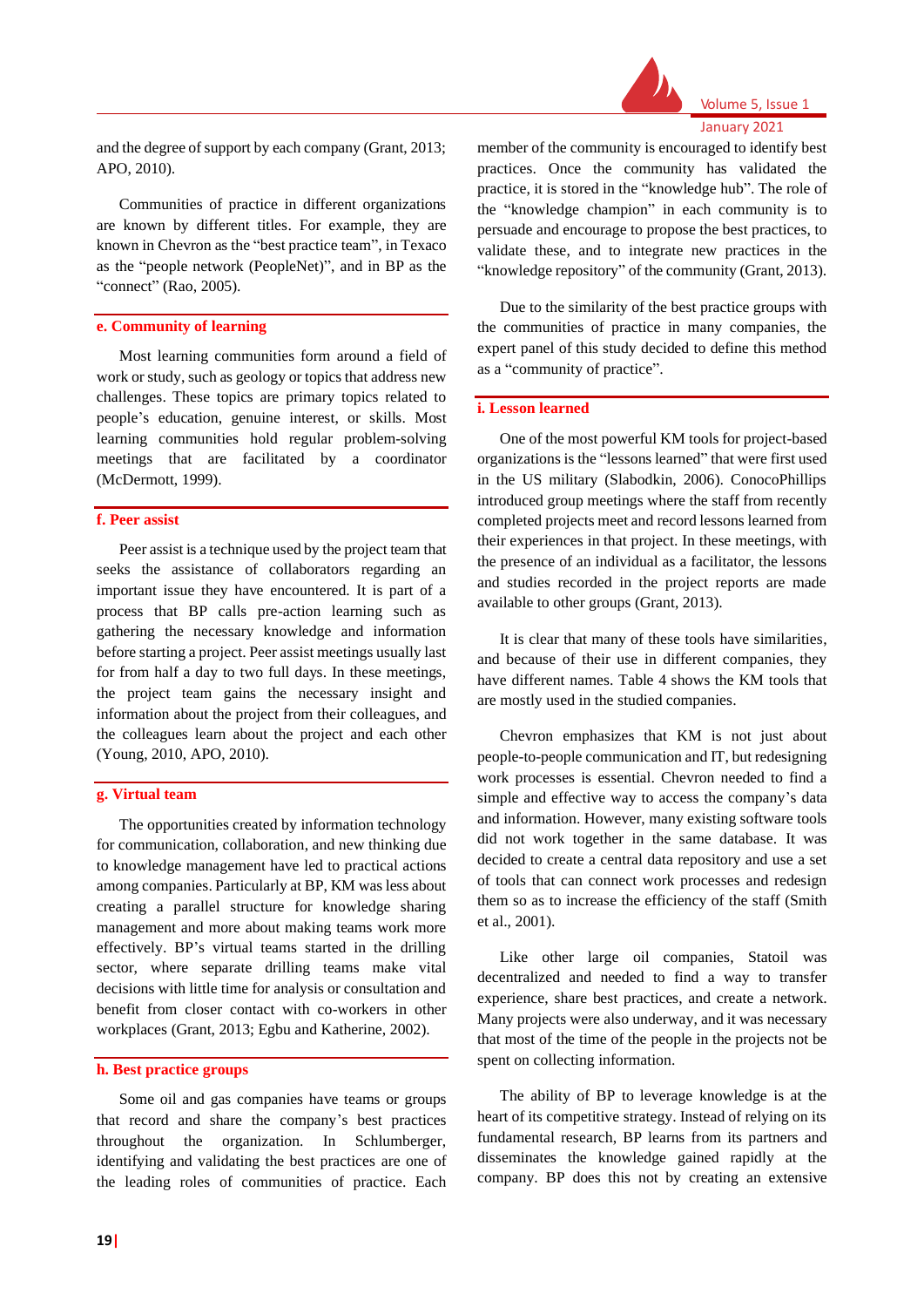and the degree of support by each company (Grant, 2013; APO, 2010).

Communities of practice in different organizations are known by different titles. For example, they are known in Chevron as the "best practice team", in Texaco as the "people network (PeopleNet)", and in BP as the "connect" (Rao, 2005).

### e. Community of learning

Most learning communities form around a field of work or study, such as geology or topics that address new challenges. These topics are primary topics related to people's education, genuine interest, or skills. Most learning communities hold regular problem-solving meetings that are facilitated by a coordinator (McDermott, 1999).

### f. Peer assist

Peer assist is a technique used by the project team that seeks the assistance of collaborators regarding an important issue they have encountered. It is part of a process that BP calls pre-action learning such as gathering the necessary knowledge and information before starting a project. Peer assist meetings usually last for from half a day to two full days. In these meetings, the project team gains the necessary insight and information about the project from their colleagues, and the colleagues learn about the project and each other (Young, 2010, APO, 2010).

### g. Virtual team

The opportunities created by information technology for communication, collaboration, and new thinking due to knowledge management have led to practical actions among companies. Particularly at BP, KM was less about creating a parallel structure for knowledge sharing management and more about making teams work more effectively. BP's virtual teams started in the drilling sector, where separate drilling teams make vital decisions with little time for analysis or consultation and benefit from closer contact with co-workers in other workplaces (Grant, 2013; Egbu and Katherine, 2002).

### h. Best practice groups

Some oil and gas companies have teams or groups that record and share the company's best practices throughout the organization. In Schlumberger, identifying and validating the best practices are one of the leading roles of communities of practice. Each member of the community is encouraged to identify best practices. Once the community has validated the practice, it is stored in the "knowledge hub". The role of the "knowledge champion" in each community is to persuade and encourage to propose the best practices, to validate these, and to integrate new practices in the "knowledge repository" of the community (Grant, 2013).

Due to the similarity of the best practice groups with the communities of practice in many companies, the expert panel of this study decided to define this method as a "community of practice".

### i. Lesson learned

One of the most powerful KM tools for project-based organizations is the "lessons learned" that were first used in the US military (Slabodkin, 2006). ConocoPhillips introduced group meetings where the staff from recently completed projects meet and record lessons learned from their experiences in that project. In these meetings, with the presence of an individual as a facilitator, the lessons and studies recorded in the project reports are made available to other groups (Grant, 2013).

It is clear that many of these tools have similarities, and because of their use in different companies, they have different names. Table 4 shows the KM tools that are mostly used in the studied companies.

Chevron emphasizes that KM is not just about people-to-people communication and IT, but redesigning work processes is essential. Chevron needed to find a simple and effective way to access the company's data and information. However, many existing software tools did not work together in the same database. It was decided to create a central data repository and use a set of tools that can connect work processes and redesign them so as to increase the efficiency of the staff (Smith et al., 2001).

Like other large oil companies, Statoil was decentralized and needed to find a way to transfer experience, share best practices, and create a network. Many projects were also underway, and it was necessary that most of the time of the people in the projects not be spent on collecting information.

The ability of BP to leverage knowledge is at the heart of its competitive strategy. Instead of relying on its fundamental research, BP learns from its partners and disseminates the knowledge gained rapidly at the company. BP does this not by creating an extensive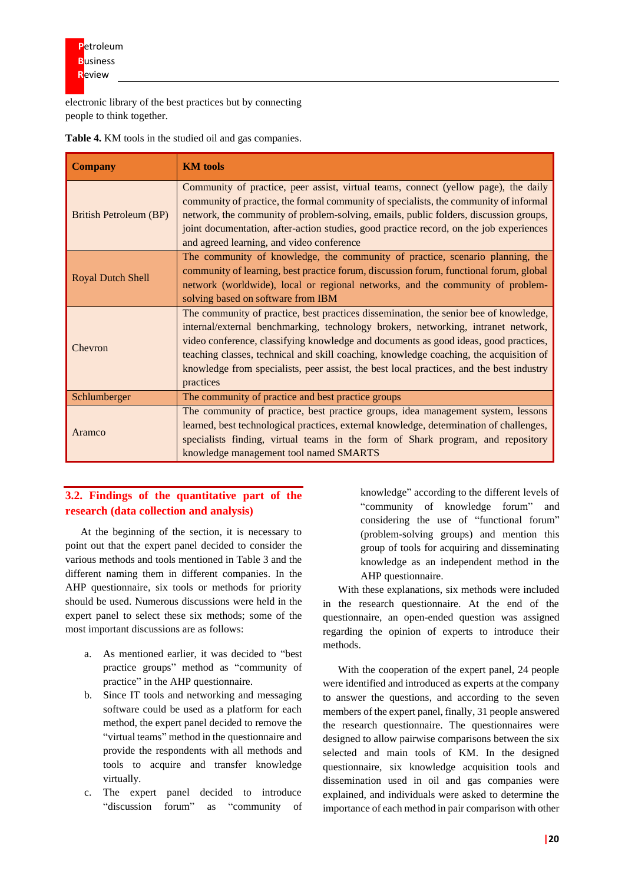electronic library of the best practices but by connecting people to think together.

**Table 4.** KM tools in the studied oil and gas companies.

| Company | KM tools |
|---|---|
| British Petroleum (BP) | Community of practice, peer assist, virtual teams, connect (yellow page), the daily community of practice, the formal community of specialists, the community of informal network, the community of problem-solving, emails, public folders, discussion groups, joint documentation, after-action studies, good practice record, on the job experiences and agreed learning, and video conference |
| Royal Dutch Shell | The community of knowledge, the community of practice, scenario planning, the community of learning, best practice forum, discussion forum, functional forum, global network (worldwide), local or regional networks, and the community of problem-solving based on software from IBM |
| Chevron | The community of practice, best practices dissemination, the senior bee of knowledge, internal/external benchmarking, technology brokers, networking, intranet network, video conference, classifying knowledge and documents as good ideas, good practices, teaching classes, technical and skill coaching, knowledge coaching, the acquisition of knowledge from specialists, peer assist, the best local practices, and the best industry practices |
| Schlumberger | The community of practice and best practice groups |
| Aramco | The community of practice, best practice groups, idea management system, lessons learned, best technological practices, external knowledge, determination of challenges, specialists finding, virtual teams in the form of Shark program, and repository knowledge management tool named SMARTS |

## 3.2. Findings of the quantitative part of the research (data collection and analysis)

At the beginning of the section, it is necessary to point out that the expert panel decided to consider the various methods and tools mentioned in Table 3 and the different naming them in different companies. In the AHP questionnaire, six tools or methods for priority should be used. Numerous discussions were held in the expert panel to select these six methods; some of the most important discussions are as follows:

a. As mentioned earlier, it was decided to "best practice groups" method as "community of practice" in the AHP questionnaire.
b. Since IT tools and networking and messaging software could be used as a platform for each method, the expert panel decided to remove the "virtual teams" method in the questionnaire and provide the respondents with all methods and tools to acquire and transfer knowledge virtually.
c. The expert panel decided to introduce "discussion forum" as "community of knowledge" according to the different levels of "community of knowledge forum" and considering the use of "functional forum" (problem-solving groups) and mention this group of tools for acquiring and disseminating knowledge as an independent method in the AHP questionnaire.

With these explanations, six methods were included in the research questionnaire. At the end of the questionnaire, an open-ended question was assigned regarding the opinion of experts to introduce their methods.

With the cooperation of the expert panel, 24 people were identified and introduced as experts at the company to answer the questions, and according to the seven members of the expert panel, finally, 31 people answered the research questionnaire. The questionnaires were designed to allow pairwise comparisons between the six selected and main tools of KM. In the designed questionnaire, six knowledge acquisition tools and dissemination used in oil and gas companies were explained, and individuals were asked to determine the importance of each method in pair comparison with other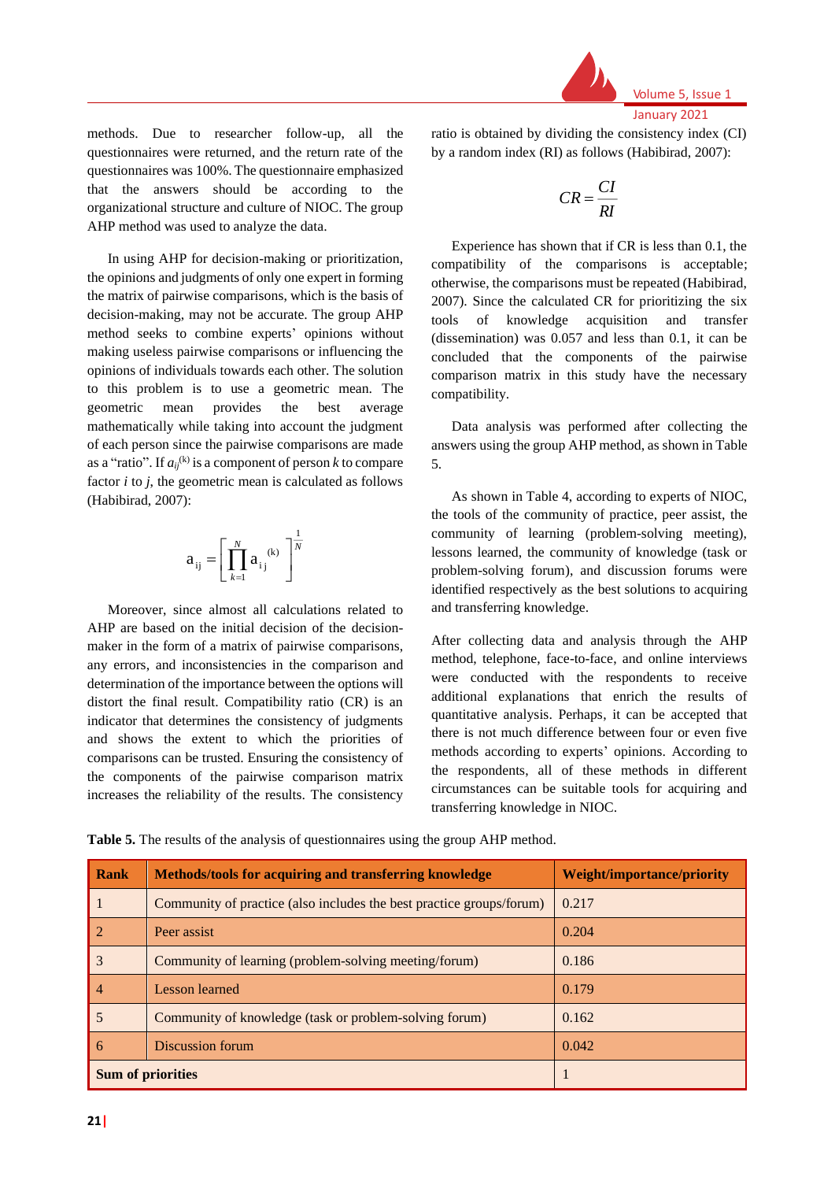methods. Due to researcher follow-up, all the questionnaires were returned, and the return rate of the questionnaires was 100%. The questionnaire emphasized that the answers should be according to the organizational structure and culture of NIOC. The group AHP method was used to analyze the data.

In using AHP for decision-making or prioritization, the opinions and judgments of only one expert in forming the matrix of pairwise comparisons, which is the basis of decision-making, may not be accurate. The group AHP method seeks to combine experts' opinions without making useless pairwise comparisons or influencing the opinions of individuals towards each other. The solution to this problem is to use a geometric mean. The geometric mean provides the best average mathematically while taking into account the judgment of each person since the pairwise comparisons are made as a "ratio". If $a_{ij}^{(k)}$ is a component of person $k$ to compare factor $i$ to $j$, the geometric mean is calculated as follows (Habibirad, 2007):

$$a_{ij} = \left[ \prod_{k=1}^{N} a_{ij}^{(k)} \right]^{\frac{1}{N}}$$

Moreover, since almost all calculations related to AHP are based on the initial decision of the decision-maker in the form of a matrix of pairwise comparisons, any errors, and inconsistencies in the comparison and determination of the importance between the options will distort the final result. Compatibility ratio (CR) is an indicator that determines the consistency of judgments and shows the extent to which the priorities of comparisons can be trusted. Ensuring the consistency of the components of the pairwise comparison matrix increases the reliability of the results. The consistency ratio is obtained by dividing the consistency index (CI) by a random index (RI) as follows (Habibirad, 2007):

$$CR = \frac{CI}{RI}$$

Experience has shown that if CR is less than 0.1, the compatibility of the comparisons is acceptable; otherwise, the comparisons must be repeated (Habibirad, 2007). Since the calculated CR for prioritizing the six tools of knowledge acquisition and transfer (dissemination) was 0.057 and less than 0.1, it can be concluded that the components of the pairwise comparison matrix in this study have the necessary compatibility.

Data analysis was performed after collecting the answers using the group AHP method, as shown in Table 5.

As shown in Table 4, according to experts of NIOC, the tools of the community of practice, peer assist, the community of learning (problem-solving meeting), lessons learned, the community of knowledge (task or problem-solving forum), and discussion forums were identified respectively as the best solutions to acquiring and transferring knowledge.

After collecting data and analysis through the AHP method, telephone, face-to-face, and online interviews were conducted with the respondents to receive additional explanations that enrich the results of quantitative analysis. Perhaps, it can be accepted that there is not much difference between four or even five methods according to experts' opinions. According to the respondents, all of these methods in different circumstances can be suitable tools for acquiring and transferring knowledge in NIOC.

**Table 5.** The results of the analysis of questionnaires using the group AHP method.

| Rank | Methods/tools for acquiring and transferring knowledge | Weight/importance/priority |
|---|---|---|
| 1 | Community of practice (also includes the best practice groups/forum) | 0.217 |
| 2 | Peer assist | 0.204 |
| 3 | Community of learning (problem-solving meeting/forum) | 0.186 |
| 4 | Lesson learned | 0.179 |
| 5 | Community of knowledge (task or problem-solving forum) | 0.162 |
| 6 | Discussion forum | 0.042 |
| **Sum of priorities** | | 1 |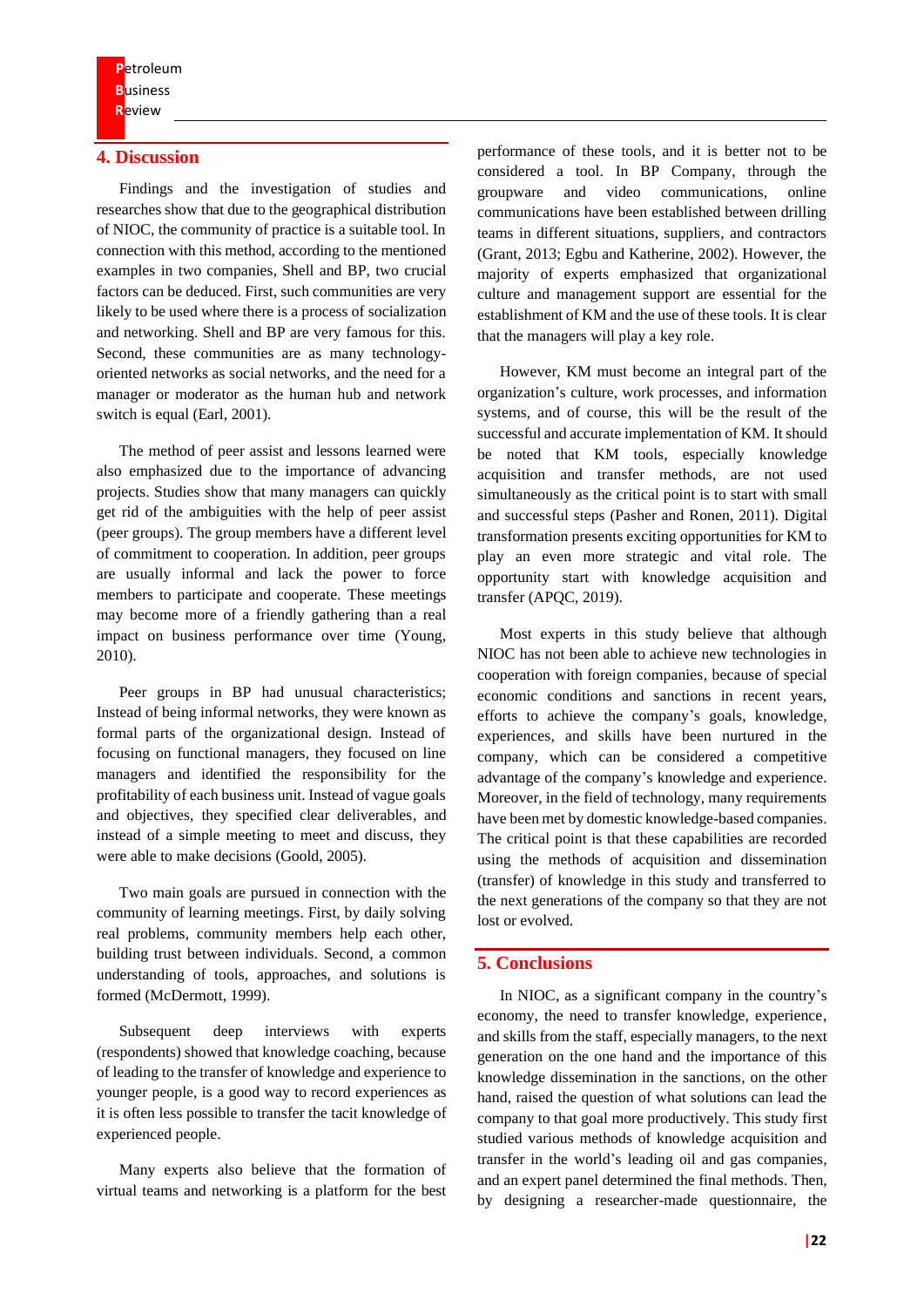## 4. Discussion

Findings and the investigation of studies and researches show that due to the geographical distribution of NIOC, the community of practice is a suitable tool. In connection with this method, according to the mentioned examples in two companies, Shell and BP, two crucial factors can be deduced. First, such communities are very likely to be used where there is a process of socialization and networking. Shell and BP are very famous for this. Second, these communities are as many technology-oriented networks as social networks, and the need for a manager or moderator as the human hub and network switch is equal (Earl, 2001).

The method of peer assist and lessons learned were also emphasized due to the importance of advancing projects. Studies show that many managers can quickly get rid of the ambiguities with the help of peer assist (peer groups). The group members have a different level of commitment to cooperation. In addition, peer groups are usually informal and lack the power to force members to participate and cooperate. These meetings may become more of a friendly gathering than a real impact on business performance over time (Young, 2010).

Peer groups in BP had unusual characteristics; Instead of being informal networks, they were known as formal parts of the organizational design. Instead of focusing on functional managers, they focused on line managers and identified the responsibility for the profitability of each business unit. Instead of vague goals and objectives, they specified clear deliverables, and instead of a simple meeting to meet and discuss, they were able to make decisions (Goold, 2005).

Two main goals are pursued in connection with the community of learning meetings. First, by daily solving real problems, community members help each other, building trust between individuals. Second, a common understanding of tools, approaches, and solutions is formed (McDermott, 1999).

Subsequent deep interviews with experts (respondents) showed that knowledge coaching, because of leading to the transfer of knowledge and experience to younger people, is a good way to record experiences as it is often less possible to transfer the tacit knowledge of experienced people.

Many experts also believe that the formation of virtual teams and networking is a platform for the best performance of these tools, and it is better not to be considered a tool. In BP Company, through the groupware and video communications, online communications have been established between drilling teams in different situations, suppliers, and contractors (Grant, 2013; Egbu and Katherine, 2002). However, the majority of experts emphasized that organizational culture and management support are essential for the establishment of KM and the use of these tools. It is clear that the managers will play a key role.

However, KM must become an integral part of the organization's culture, work processes, and information systems, and of course, this will be the result of the successful and accurate implementation of KM. It should be noted that KM tools, especially knowledge acquisition and transfer methods, are not used simultaneously as the critical point is to start with small and successful steps (Pasher and Ronen, 2011). Digital transformation presents exciting opportunities for KM to play an even more strategic and vital role. The opportunity start with knowledge acquisition and transfer (APQC, 2019).

Most experts in this study believe that although NIOC has not been able to achieve new technologies in cooperation with foreign companies, because of special economic conditions and sanctions in recent years, efforts to achieve the company's goals, knowledge, experiences, and skills have been nurtured in the company, which can be considered a competitive advantage of the company's knowledge and experience. Moreover, in the field of technology, many requirements have been met by domestic knowledge-based companies. The critical point is that these capabilities are recorded using the methods of acquisition and dissemination (transfer) of knowledge in this study and transferred to the next generations of the company so that they are not lost or evolved.

## 5. Conclusions

In NIOC, as a significant company in the country's economy, the need to transfer knowledge, experience, and skills from the staff, especially managers, to the next generation on the one hand and the importance of this knowledge dissemination in the sanctions, on the other hand, raised the question of what solutions can lead the company to that goal more productively. This study first studied various methods of knowledge acquisition and transfer in the world's leading oil and gas companies, and an expert panel determined the final methods. Then, by designing a researcher-made questionnaire, the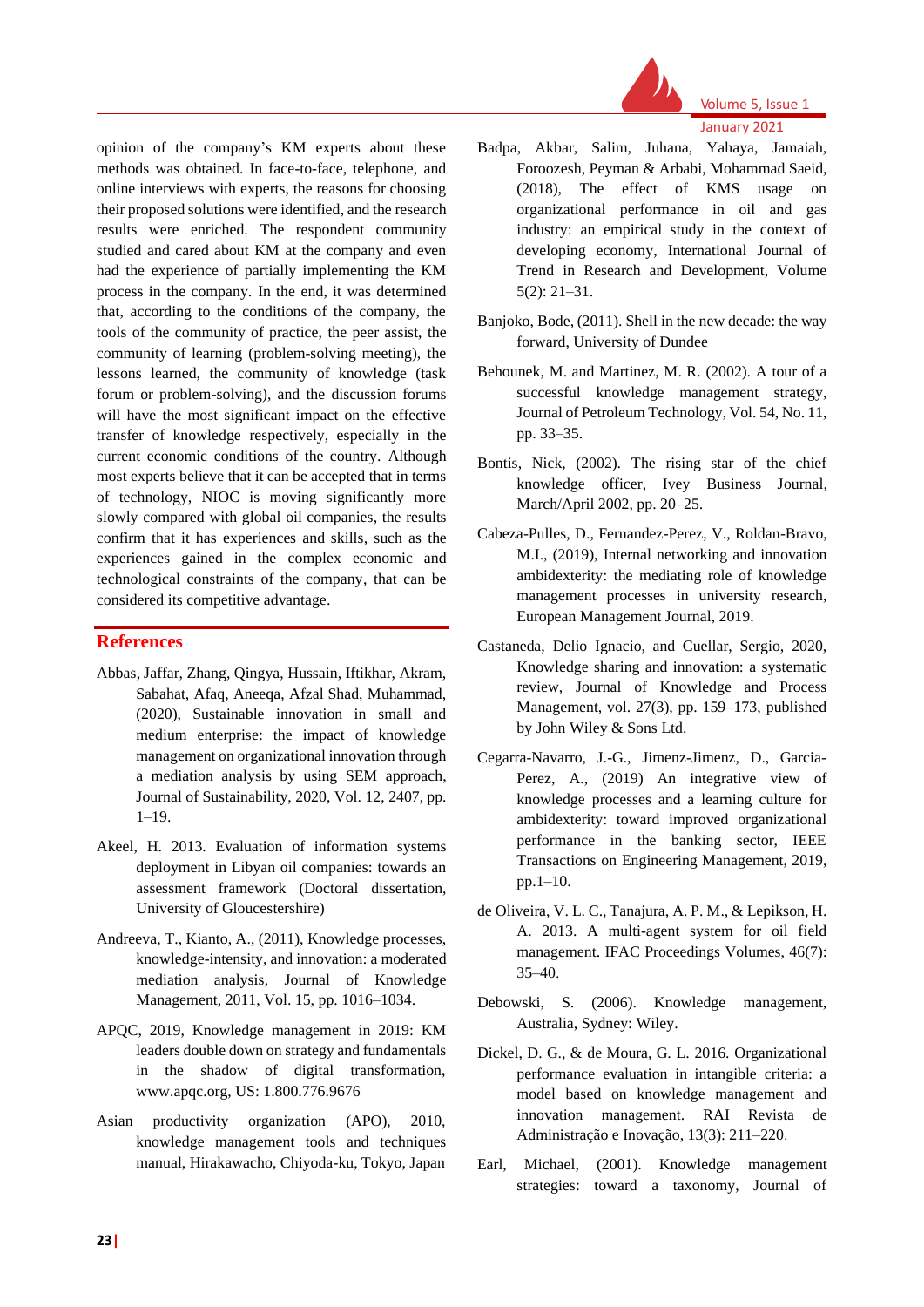opinion of the company's KM experts about these methods was obtained. In face-to-face, telephone, and online interviews with experts, the reasons for choosing their proposed solutions were identified, and the research results were enriched. The respondent community studied and cared about KM at the company and even had the experience of partially implementing the KM process in the company. In the end, it was determined that, according to the conditions of the company, the tools of the community of practice, the peer assist, the community of learning (problem-solving meeting), the lessons learned, the community of knowledge (task forum or problem-solving), and the discussion forums will have the most significant impact on the effective transfer of knowledge respectively, especially in the current economic conditions of the country. Although most experts believe that it can be accepted that in terms of technology, NIOC is moving significantly more slowly compared with global oil companies, the results confirm that it has experiences and skills, such as the experiences gained in the complex economic and technological constraints of the company, that can be considered its competitive advantage.

## References

Abbas, Jaffar, Zhang, Qingya, Hussain, Iftikhar, Akram, Sabahat, Afaq, Aneeqa, Afzal Shad, Muhammad, (2020), Sustainable innovation in small and medium enterprise: the impact of knowledge management on organizational innovation through a mediation analysis by using SEM approach, Journal of Sustainability, 2020, Vol. 12, 2407, pp. 1–19.

Akeel, H. 2013. Evaluation of information systems deployment in Libyan oil companies: towards an assessment framework (Doctoral dissertation, University of Gloucestershire)

Andreeva, T., Kianto, A., (2011), Knowledge processes, knowledge-intensity, and innovation: a moderated mediation analysis, Journal of Knowledge Management, 2011, Vol. 15, pp. 1016–1034.

APQC, 2019, Knowledge management in 2019: KM leaders double down on strategy and fundamentals in the shadow of digital transformation, www.apqc.org, US: 1.800.776.9676

Asian productivity organization (APO), 2010, knowledge management tools and techniques manual, Hirakawacho, Chiyoda-ku, Tokyo, Japan

Badpa, Akbar, Salim, Juhana, Yahaya, Jamaiah, Foroozesh, Peyman & Arbabi, Mohammad Saeid, (2018), The effect of KMS usage on organizational performance in oil and gas industry: an empirical study in the context of developing economy, International Journal of Trend in Research and Development, Volume 5(2): 21–31.

Banjoko, Bode, (2011). Shell in the new decade: the way forward, University of Dundee

Behounek, M. and Martinez, M. R. (2002). A tour of a successful knowledge management strategy, Journal of Petroleum Technology, Vol. 54, No. 11, pp. 33–35.

Bontis, Nick, (2002). The rising star of the chief knowledge officer, Ivey Business Journal, March/April 2002, pp. 20–25.

Cabeza-Pulles, D., Fernandez-Perez, V., Roldan-Bravo, M.I., (2019), Internal networking and innovation ambidexterity: the mediating role of knowledge management processes in university research, European Management Journal, 2019.

Castaneda, Delio Ignacio, and Cuellar, Sergio, 2020, Knowledge sharing and innovation: a systematic review, Journal of Knowledge and Process Management, vol. 27(3), pp. 159–173, published by John Wiley & Sons Ltd.

Cegarra-Navarro, J.-G., Jimenz-Jimenz, D., Garcia-Perez, A., (2019) An integrative view of knowledge processes and a learning culture for ambidexterity: toward improved organizational performance in the banking sector, IEEE Transactions on Engineering Management, 2019, pp.1–10.

de Oliveira, V. L. C., Tanajura, A. P. M., & Lepikson, H. A. 2013. A multi-agent system for oil field management. IFAC Proceedings Volumes, 46(7): 35–40.

Debowski, S. (2006). Knowledge management, Australia, Sydney: Wiley.

Dickel, D. G., & de Moura, G. L. 2016. Organizational performance evaluation in intangible criteria: a model based on knowledge management and innovation management. RAI Revista de Administração e Inovação, 13(3): 211–220.

Earl, Michael, (2001). Knowledge management strategies: toward a taxonomy, Journal of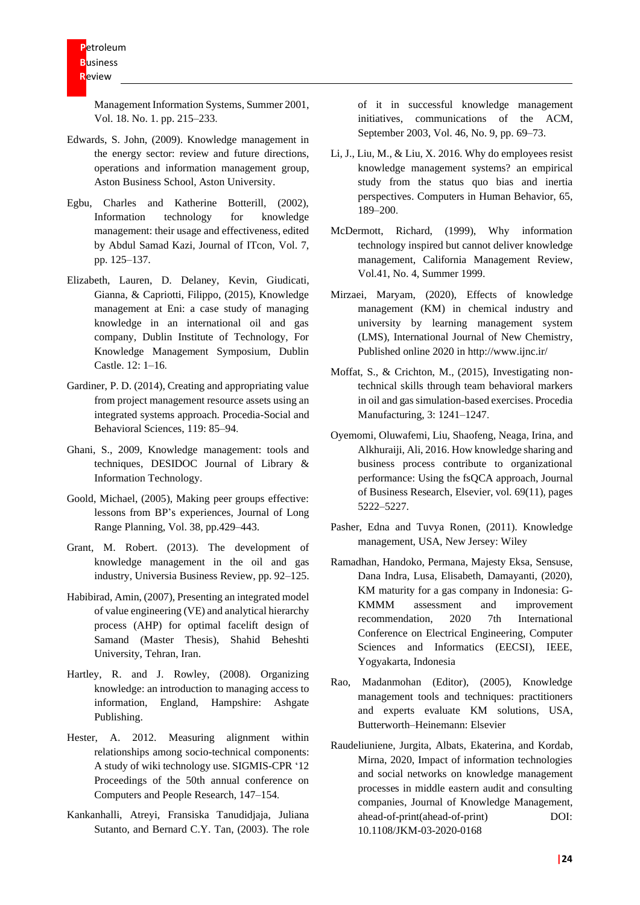Management Information Systems, Summer 2001, Vol. 18. No. 1. pp. 215–233.

Edwards, S. John, (2009). Knowledge management in the energy sector: review and future directions, operations and information management group, Aston Business School, Aston University.

Egbu, Charles and Katherine Botterill, (2002), Information technology for knowledge management: their usage and effectiveness, edited by Abdul Samad Kazi, Journal of ITcon, Vol. 7, pp. 125–137.

Elizabeth, Lauren, D. Delaney, Kevin, Giudicati, Gianna, & Capriotti, Filippo, (2015), Knowledge management at Eni: a case study of managing knowledge in an international oil and gas company, Dublin Institute of Technology, For Knowledge Management Symposium, Dublin Castle. 12: 1–16.

Gardiner, P. D. (2014), Creating and appropriating value from project management resource assets using an integrated systems approach. Procedia-Social and Behavioral Sciences, 119: 85–94.

Ghani, S., 2009, Knowledge management: tools and techniques, DESIDOC Journal of Library & Information Technology.

Goold, Michael, (2005), Making peer groups effective: lessons from BP's experiences, Journal of Long Range Planning, Vol. 38, pp.429–443.

Grant, M. Robert. (2013). The development of knowledge management in the oil and gas industry, Universia Business Review, pp. 92–125.

Habibirad, Amin, (2007), Presenting an integrated model of value engineering (VE) and analytical hierarchy process (AHP) for optimal facelift design of Samand (Master Thesis), Shahid Beheshti University, Tehran, Iran.

Hartley, R. and J. Rowley, (2008). Organizing knowledge: an introduction to managing access to information, England, Hampshire: Ashgate Publishing.

Hester, A. 2012. Measuring alignment within relationships among socio-technical components: A study of wiki technology use. SIGMIS-CPR '12 Proceedings of the 50th annual conference on Computers and People Research, 147–154.

Kankanhalli, Atreyi, Fransiska Tanudidjaja, Juliana Sutanto, and Bernard C.Y. Tan, (2003). The role of it in successful knowledge management initiatives, communications of the ACM, September 2003, Vol. 46, No. 9, pp. 69–73.

Li, J., Liu, M., & Liu, X. 2016. Why do employees resist knowledge management systems? an empirical study from the status quo bias and inertia perspectives. Computers in Human Behavior, 65, 189–200.

McDermott, Richard, (1999), Why information technology inspired but cannot deliver knowledge management, California Management Review, Vol.41, No. 4, Summer 1999.

Mirzaei, Maryam, (2020), Effects of knowledge management (KM) in chemical industry and university by learning management system (LMS), International Journal of New Chemistry, Published online 2020 in http://www.ijnc.ir/

Moffat, S., & Crichton, M., (2015), Investigating non-technical skills through team behavioral markers in oil and gas simulation-based exercises. Procedia Manufacturing, 3: 1241–1247.

Oyemomi, Oluwafemi, Liu, Shaofeng, Neaga, Irina, and Alkhuraiji, Ali, 2016. How knowledge sharing and business process contribute to organizational performance: Using the fsQCA approach, Journal of Business Research, Elsevier, vol. 69(11), pages 5222–5227.

Pasher, Edna and Tuvya Ronen, (2011). Knowledge management, USA, New Jersey: Wiley

Ramadhan, Handoko, Permana, Majesty Eksa, Sensuse, Dana Indra, Lusa, Elisabeth, Damayanti, (2020), KM maturity for a gas company in Indonesia: G-KMMM assessment and improvement recommendation, 2020 7th International Conference on Electrical Engineering, Computer Sciences and Informatics (EECSI), IEEE, Yogyakarta, Indonesia

Rao, Madanmohan (Editor), (2005), Knowledge management tools and techniques: practitioners and experts evaluate KM solutions, USA, Butterworth–Heinemann: Elsevier

Raudeliuniene, Jurgita, Albats, Ekaterina, and Kordab, Mirna, 2020, Impact of information technologies and social networks on knowledge management processes in middle eastern audit and consulting companies, Journal of Knowledge Management, ahead-of-print(ahead-of-print) DOI: 10.1108/JKM-03-2020-0168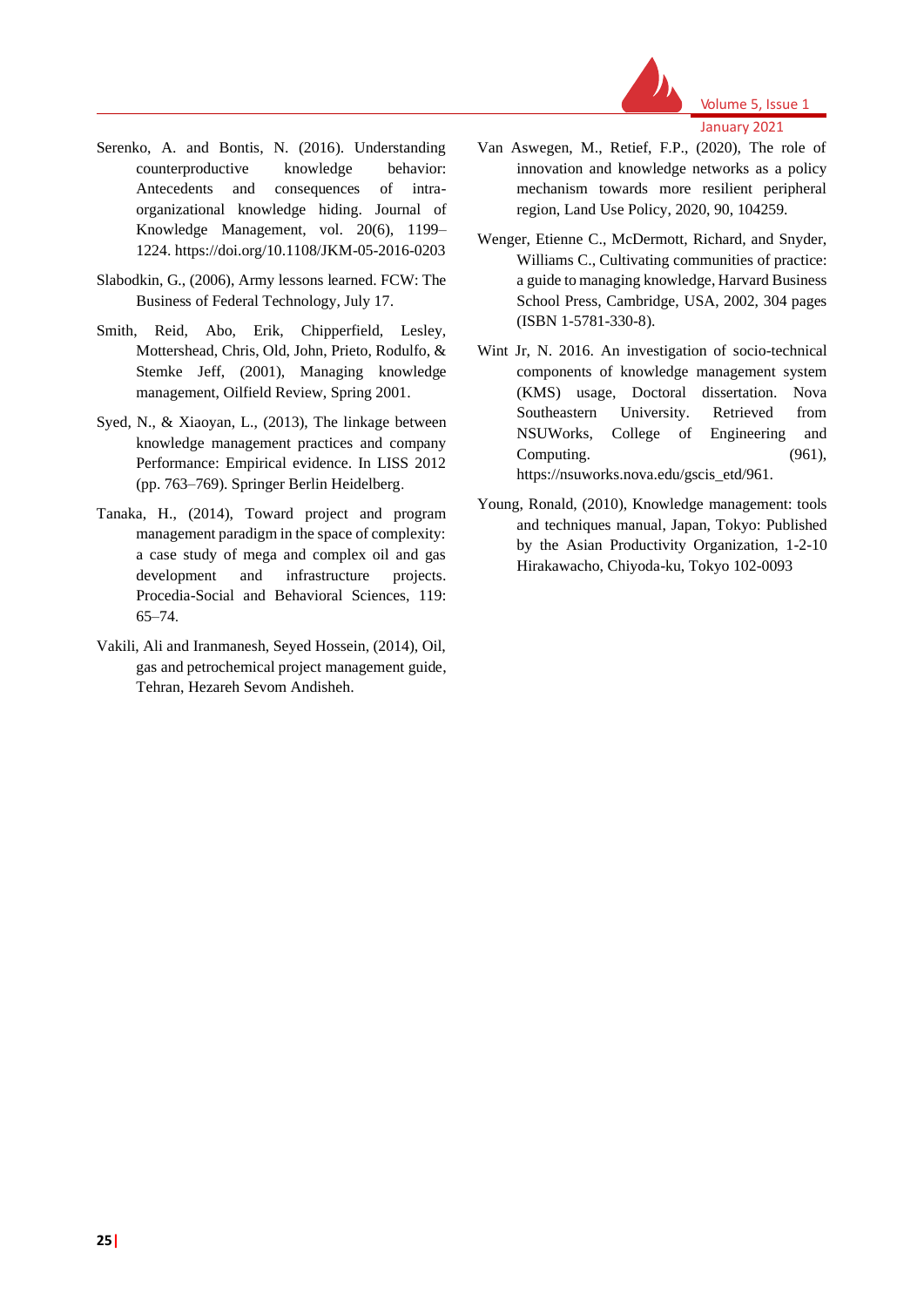Serenko, A. and Bontis, N. (2016). Understanding counterproductive knowledge behavior: Antecedents and consequences of intra-organizational knowledge hiding. Journal of Knowledge Management, vol. 20(6), 1199–1224. https://doi.org/10.1108/JKM-05-2016-0203

Slabodkin, G., (2006), Army lessons learned. FCW: The Business of Federal Technology, July 17.

Smith, Reid, Abo, Erik, Chipperfield, Lesley, Mottershead, Chris, Old, John, Prieto, Rodulfo, & Stemke Jeff, (2001), Managing knowledge management, Oilfield Review, Spring 2001.

Syed, N., & Xiaoyan, L., (2013), The linkage between knowledge management practices and company Performance: Empirical evidence. In LISS 2012 (pp. 763–769). Springer Berlin Heidelberg.

Tanaka, H., (2014), Toward project and program management paradigm in the space of complexity: a case study of mega and complex oil and gas development and infrastructure projects. Procedia-Social and Behavioral Sciences, 119: 65–74.

Vakili, Ali and Iranmanesh, Seyed Hossein, (2014), Oil, gas and petrochemical project management guide, Tehran, Hezareh Sevom Andisheh.

Van Aswegen, M., Retief, F.P., (2020), The role of innovation and knowledge networks as a policy mechanism towards more resilient peripheral region, Land Use Policy, 2020, 90, 104259.

Wenger, Etienne C., McDermott, Richard, and Snyder, Williams C., Cultivating communities of practice: a guide to managing knowledge, Harvard Business School Press, Cambridge, USA, 2002, 304 pages (ISBN 1-5781-330-8).

Wint Jr, N. 2016. An investigation of socio-technical components of knowledge management system (KMS) usage, Doctoral dissertation. Nova Southeastern University. Retrieved from NSUWorks, College of Engineering and Computing. (961), https://nsuworks.nova.edu/gscis_etd/961.

Young, Ronald, (2010), Knowledge management: tools and techniques manual, Japan, Tokyo: Published by the Asian Productivity Organization, 1-2-10 Hirakawacho, Chiyoda-ku, Tokyo 102-0093